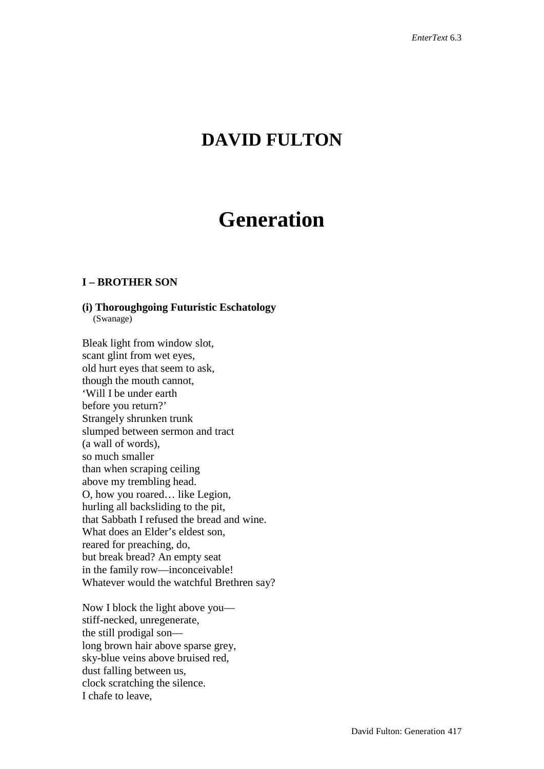# DAVID FULTON

# Generation

### I – BROTHER SON

#### (i) Thoroughgoing Futuristic Eschatology
(Swanage)

Bleak light from window slot,
scant glint from wet eyes,
old hurt eyes that seem to ask,
though the mouth cannot,
'Will I be under earth
before you return?'
Strangely shrunken trunk
slumped between sermon and tract
(a wall of words),
so much smaller
than when scraping ceiling
above my trembling head.
O, how you roared… like Legion,
hurling all backsliding to the pit,
that Sabbath I refused the bread and wine.
What does an Elder's eldest son,
reared for preaching, do,
but break bread? An empty seat
in the family row—inconceivable!
Whatever would the watchful Brethren say?

Now I block the light above you—
stiff-necked, unregenerate,
the still prodigal son—
long brown hair above sparse grey,
sky-blue veins above bruised red,
dust falling between us,
clock scratching the silence.
I chafe to leave,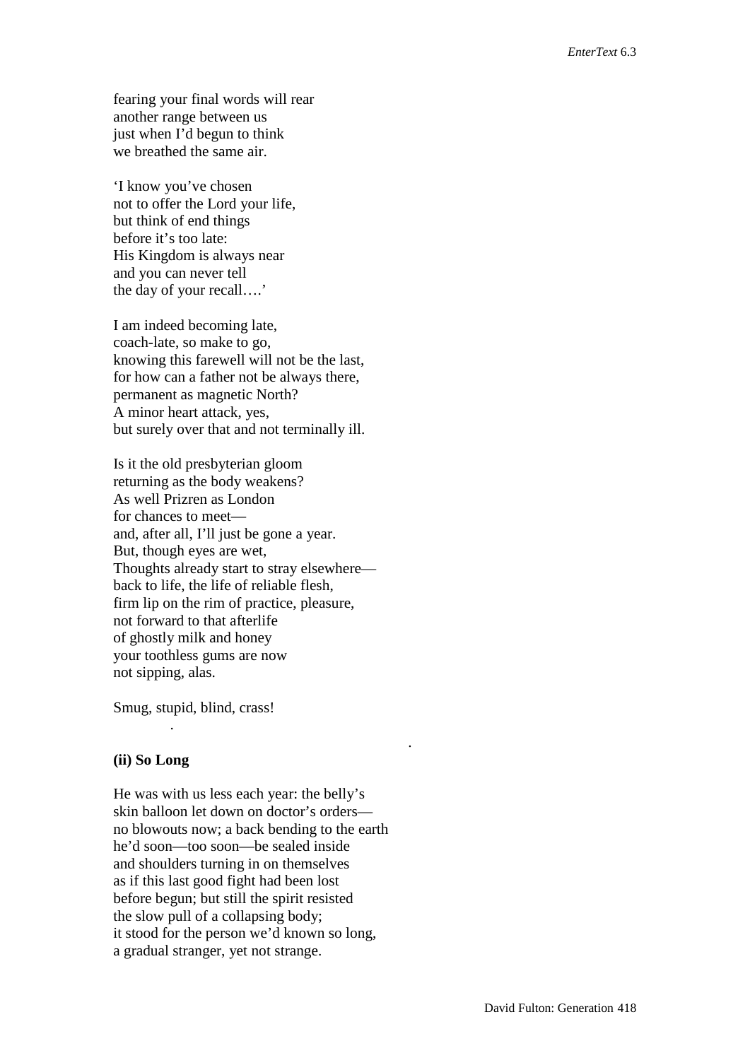fearing your final words will rear
another range between us
just when I'd begun to think
we breathed the same air.

'I know you've chosen
not to offer the Lord your life,
but think of end things
before it's too late:
His Kingdom is always near
and you can never tell
the day of your recall….'

I am indeed becoming late,
coach-late, so make to go,
knowing this farewell will not be the last,
for how can a father not be always there,
permanent as magnetic North?
A minor heart attack, yes,
but surely over that and not terminally ill.

Is it the old presbyterian gloom
returning as the body weakens?
As well Prizren as London
for chances to meet—
and, after all, I'll just be gone a year.
But, though eyes are wet,
Thoughts already start to stray elsewhere—
back to life, the life of reliable flesh,
firm lip on the rim of practice, pleasure,
not forward to that afterlife
of ghostly milk and honey
your toothless gums are now
not sipping, alas.

Smug, stupid, blind, crass!

**(ii) So Long**

He was with us less each year: the belly's
skin balloon let down on doctor's orders—
no blowouts now; a back bending to the earth
he'd soon—too soon—be sealed inside
and shoulders turning in on themselves
as if this last good fight had been lost
before begun; but still the spirit resisted
the slow pull of a collapsing body;
it stood for the person we'd known so long,
a gradual stranger, yet not strange.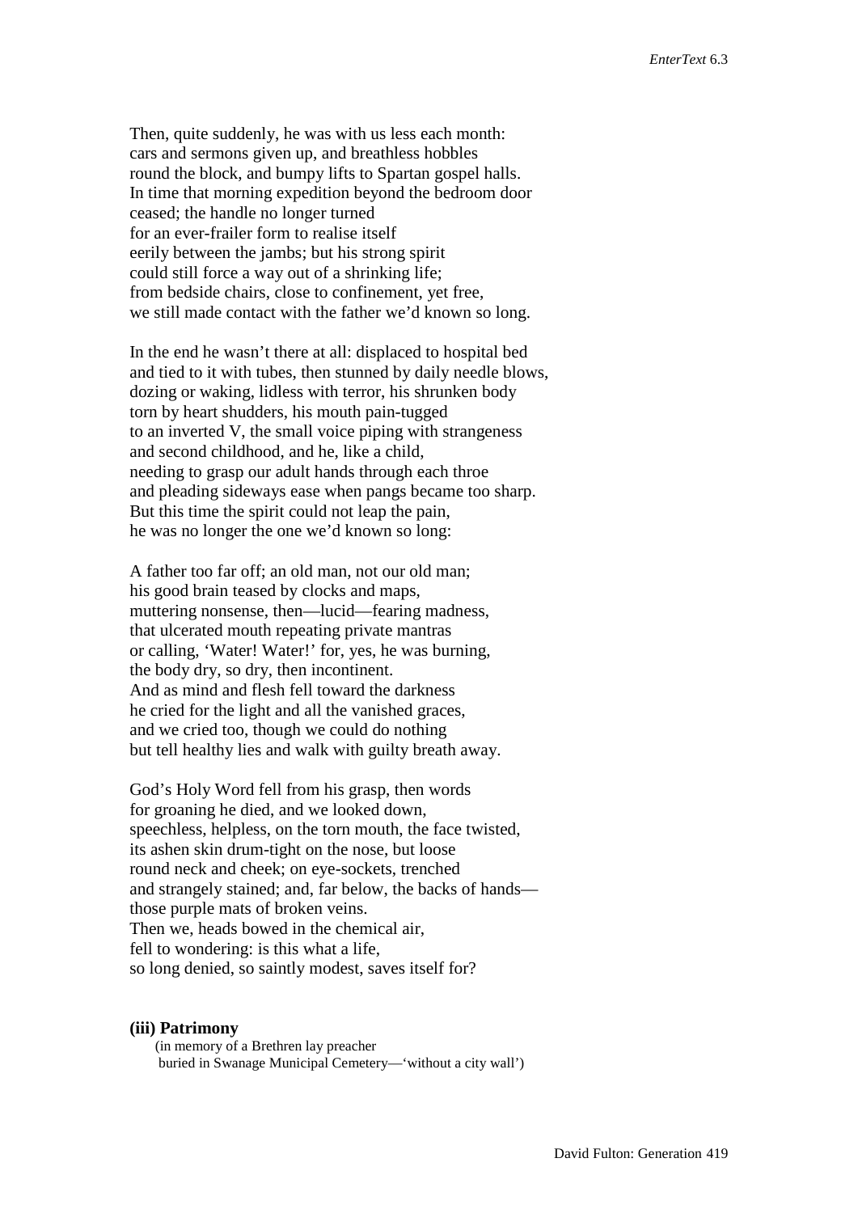Then, quite suddenly, he was with us less each month:
cars and sermons given up, and breathless hobbles
round the block, and bumpy lifts to Spartan gospel halls.
In time that morning expedition beyond the bedroom door
ceased; the handle no longer turned
for an ever-frailer form to realise itself
eerily between the jambs; but his strong spirit
could still force a way out of a shrinking life;
from bedside chairs, close to confinement, yet free,
we still made contact with the father we'd known so long.

In the end he wasn't there at all: displaced to hospital bed
and tied to it with tubes, then stunned by daily needle blows,
dozing or waking, lidless with terror, his shrunken body
torn by heart shudders, his mouth pain-tugged
to an inverted V, the small voice piping with strangeness
and second childhood, and he, like a child,
needing to grasp our adult hands through each throe
and pleading sideways ease when pangs became too sharp.
But this time the spirit could not leap the pain,
he was no longer the one we'd known so long:

A father too far off; an old man, not our old man;
his good brain teased by clocks and maps,
muttering nonsense, then—lucid—fearing madness,
that ulcerated mouth repeating private mantras
or calling, 'Water! Water!' for, yes, he was burning,
the body dry, so dry, then incontinent.
And as mind and flesh fell toward the darkness
he cried for the light and all the vanished graces,
and we cried too, though we could do nothing
but tell healthy lies and walk with guilty breath away.

God's Holy Word fell from his grasp, then words
for groaning he died, and we looked down,
speechless, helpless, on the torn mouth, the face twisted,
its ashen skin drum-tight on the nose, but loose
round neck and cheek; on eye-sockets, trenched
and strangely stained; and, far below, the backs of hands—
those purple mats of broken veins.
Then we, heads bowed in the chemical air,
fell to wondering: is this what a life,
so long denied, so saintly modest, saves itself for?

**(iii) Patrimony**

(in memory of a Brethren lay preacher
buried in Swanage Municipal Cemetery—'without a city wall')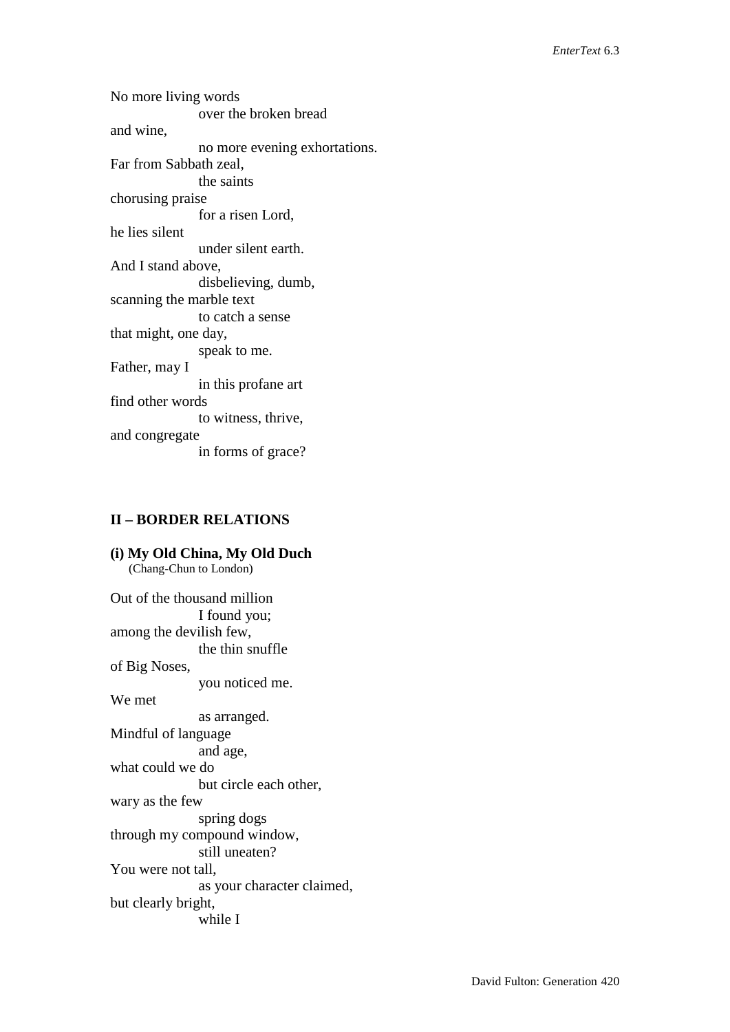No more living words
                    over the broken bread
and wine,
                    no more evening exhortations.
Far from Sabbath zeal,
                    the saints
chorusing praise
                    for a risen Lord,
he lies silent
                    under silent earth.
And I stand above,
                    disbelieving, dumb,
scanning the marble text
                    to catch a sense
that might, one day,
                    speak to me.
Father, may I
                    in this profane art
find other words
                    to witness, thrive,
and congregate
                    in forms of grace?

## II – BORDER RELATIONS

### (i) My Old China, My Old Duch

(Chang-Chun to London)

Out of the thousand million
                    I found you;
among the devilish few,
                    the thin snuffle
of Big Noses,
                    you noticed me.
We met
                    as arranged.
Mindful of language
                    and age,
what could we do
                    but circle each other,
wary as the few
                    spring dogs
through my compound window,
                    still uneaten?
You were not tall,
                    as your character claimed,
but clearly bright,
                    while I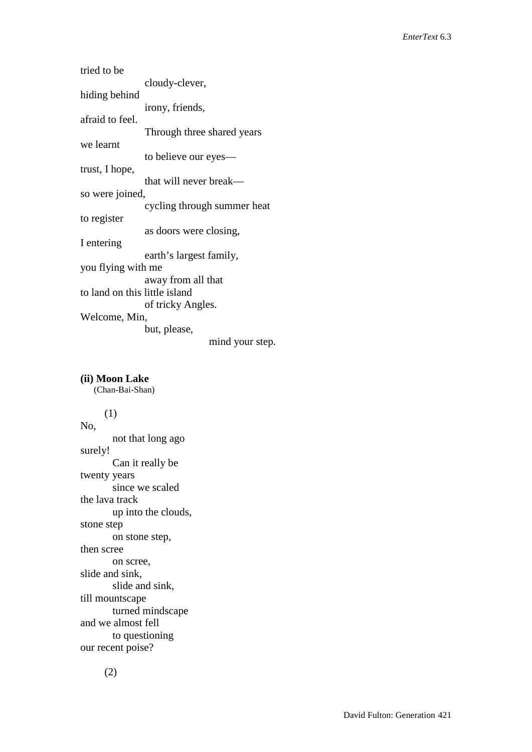tried to be
                cloudy-clever,
hiding behind
                irony, friends,
afraid to feel.
                Through three shared years
we learnt
                to believe our eyes—
trust, I hope,
                that will never break—
so were joined,
                cycling through summer heat
to register
                as doors were closing,
I entering
                earth's largest family,
you flying with me
                away from all that
to land on this little island
                of tricky Angles.
Welcome, Min,
                but, please,
                                mind your step.

**(ii) Moon Lake**
(Chan-Bai-Shan)

(1)

No,
        not that long ago
surely!
        Can it really be
twenty years
        since we scaled
the lava track
        up into the clouds,
stone step
        on stone step,
then scree
        on scree,
slide and sink,
        slide and sink,
till mountscape
        turned mindscape
and we almost fell
        to questioning
our recent poise?

(2)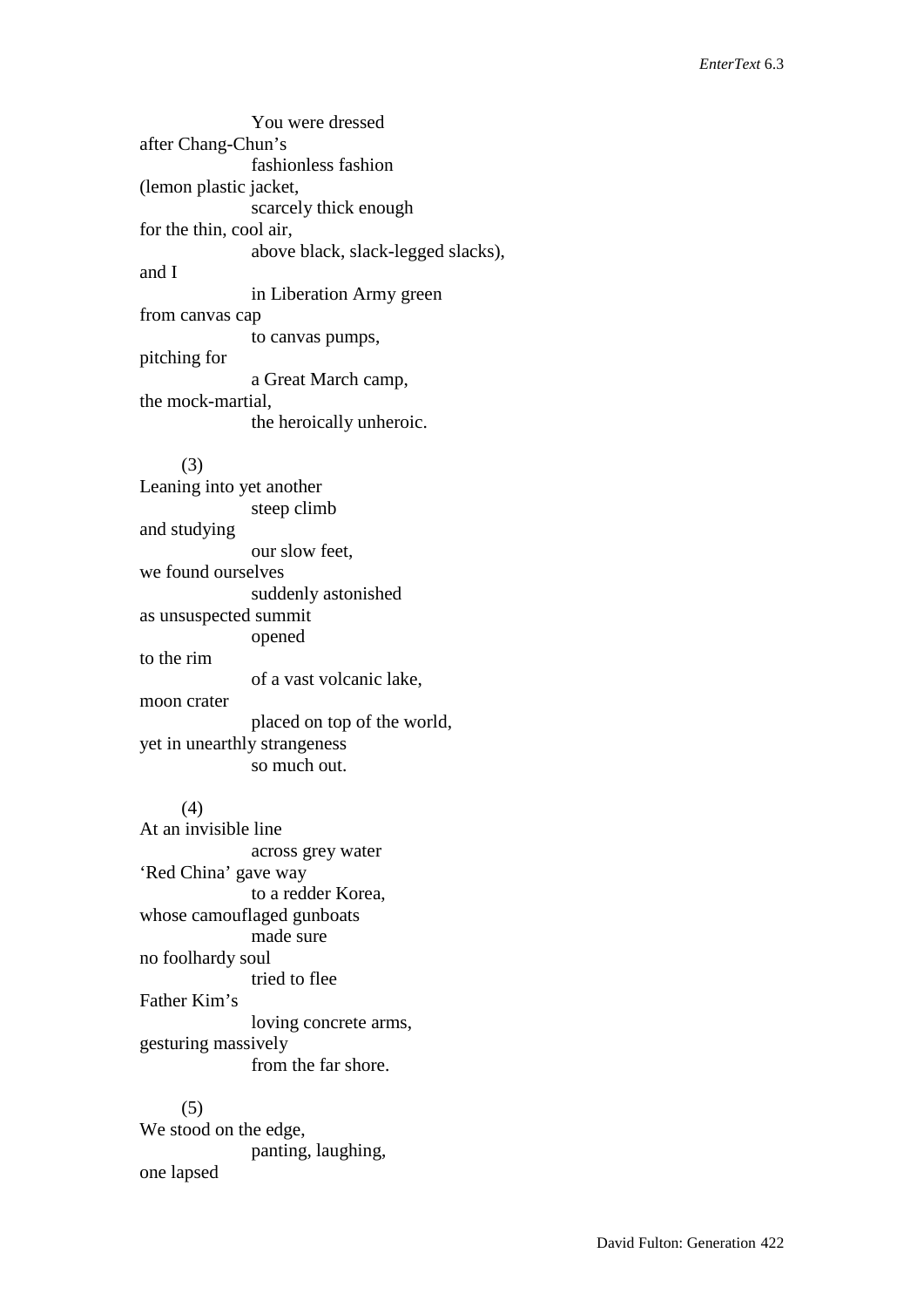You were dressed
after Chang-Chun’s
fashionless fashion
(lemon plastic jacket,
scarcely thick enough
for the thin, cool air,
above black, slack-legged slacks),
and I
in Liberation Army green
from canvas cap
to canvas pumps,
pitching for
a Great March camp,
the mock-martial,
the heroically unheroic.

(3)

Leaning into yet another
steep climb
and studying
our slow feet,
we found ourselves
suddenly astonished
as unsuspected summit
opened
to the rim
of a vast volcanic lake,
moon crater
placed on top of the world,
yet in unearthly strangeness
so much out.

(4)

At an invisible line
across grey water
‘Red China’ gave way
to a redder Korea,
whose camouflaged gunboats
made sure
no foolhardy soul
tried to flee
Father Kim’s
loving concrete arms,
gesturing massively
from the far shore.

(5)

We stood on the edge,
panting, laughing,
one lapsed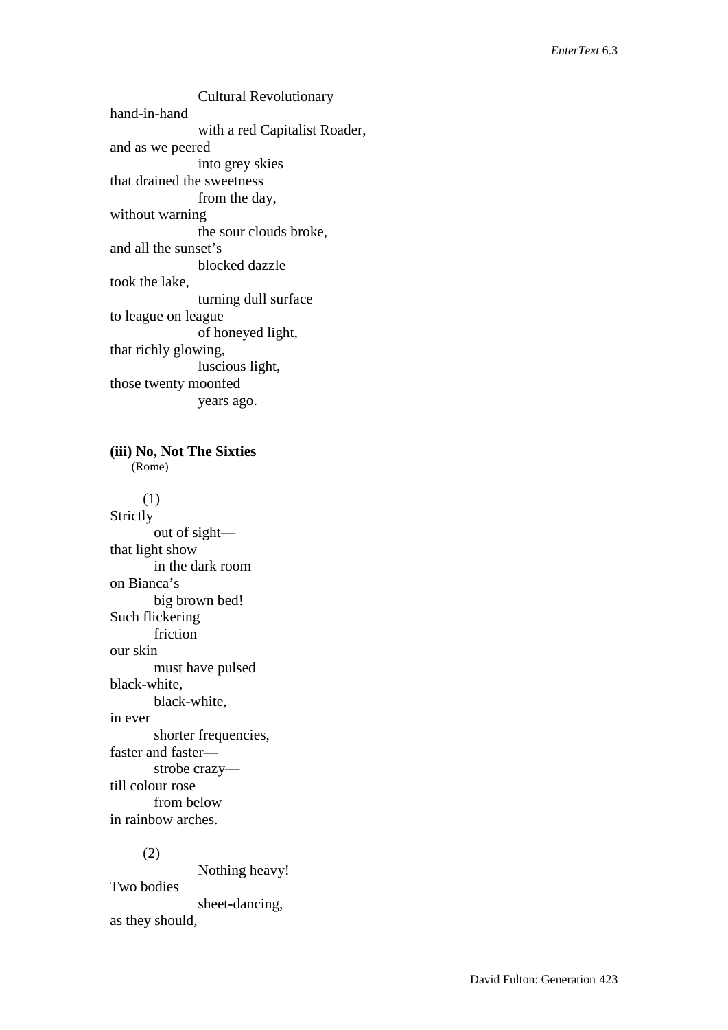Cultural Revolutionary
hand-in-hand
with a red Capitalist Roader,
and as we peered
into grey skies
that drained the sweetness
from the day,
without warning
the sour clouds broke,
and all the sunset's
blocked dazzle
took the lake,
turning dull surface
to league on league
of honeyed light,
that richly glowing,
luscious light,
those twenty moonfed
years ago.

**(iii) No, Not The Sixties**
(Rome)

(1)
Strictly
out of sight—
that light show
in the dark room
on Bianca's
big brown bed!
Such flickering
friction
our skin
must have pulsed
black-white,
black-white,
in ever
shorter frequencies,
faster and faster—
strobe crazy—
till colour rose
from below
in rainbow arches.

(2)
Nothing heavy!
Two bodies
sheet-dancing,
as they should,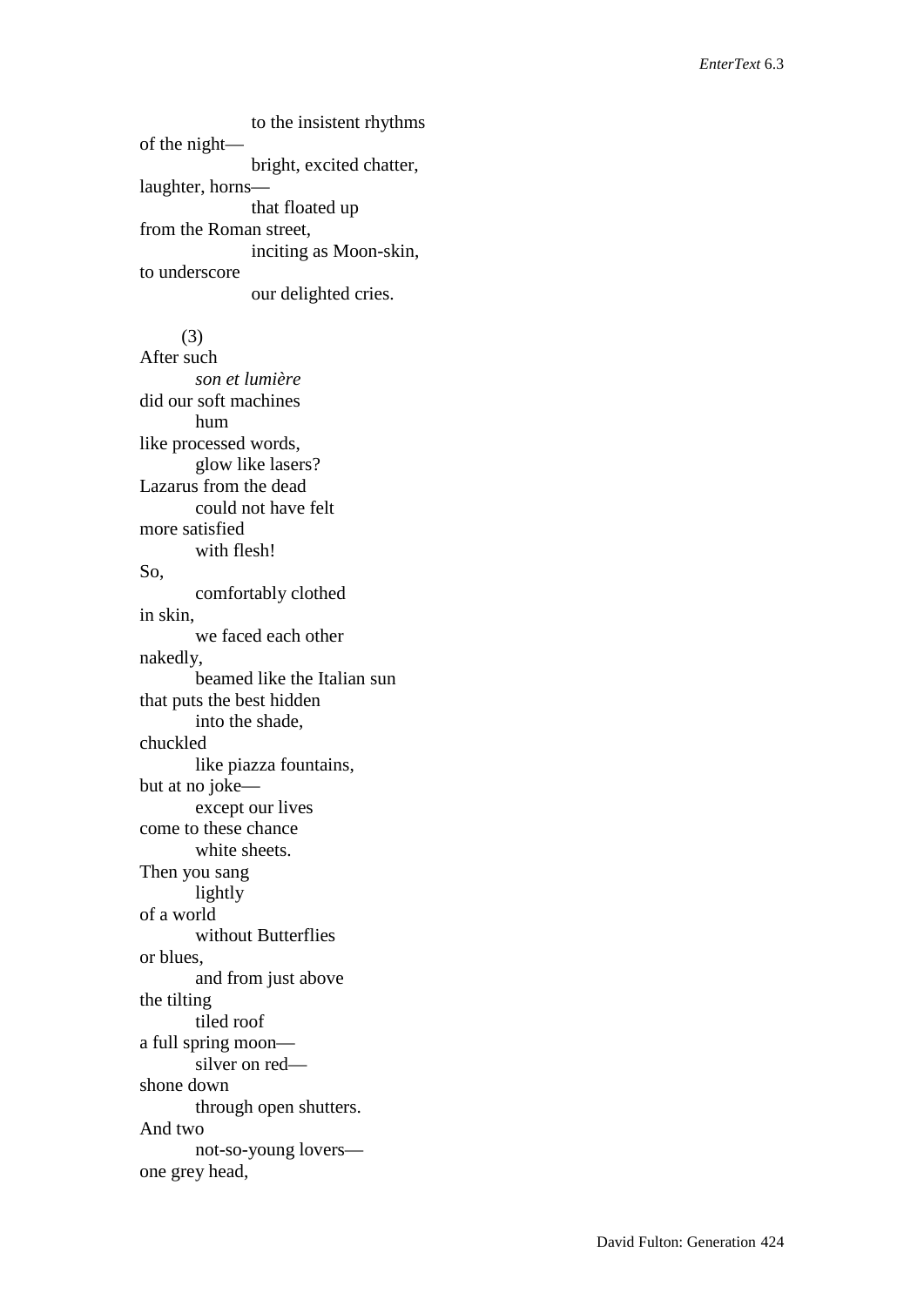to the insistent rhythms
of the night—
bright, excited chatter,
laughter, horns—
that floated up
from the Roman street,
inciting as Moon-skin,
to underscore
our delighted cries.

(3)

After such
*son et lumière*
did our soft machines
hum
like processed words,
glow like lasers?
Lazarus from the dead
could not have felt
more satisfied
with flesh!
So,
comfortably clothed
in skin,
we faced each other
nakedly,
beamed like the Italian sun
that puts the best hidden
into the shade,
chuckled
like piazza fountains,
but at no joke—
except our lives
come to these chance
white sheets.
Then you sang
lightly
of a world
without Butterflies
or blues,
and from just above
the tilting
tiled roof
a full spring moon—
silver on red—
shone down
through open shutters.
And two
not-so-young lovers—
one grey head,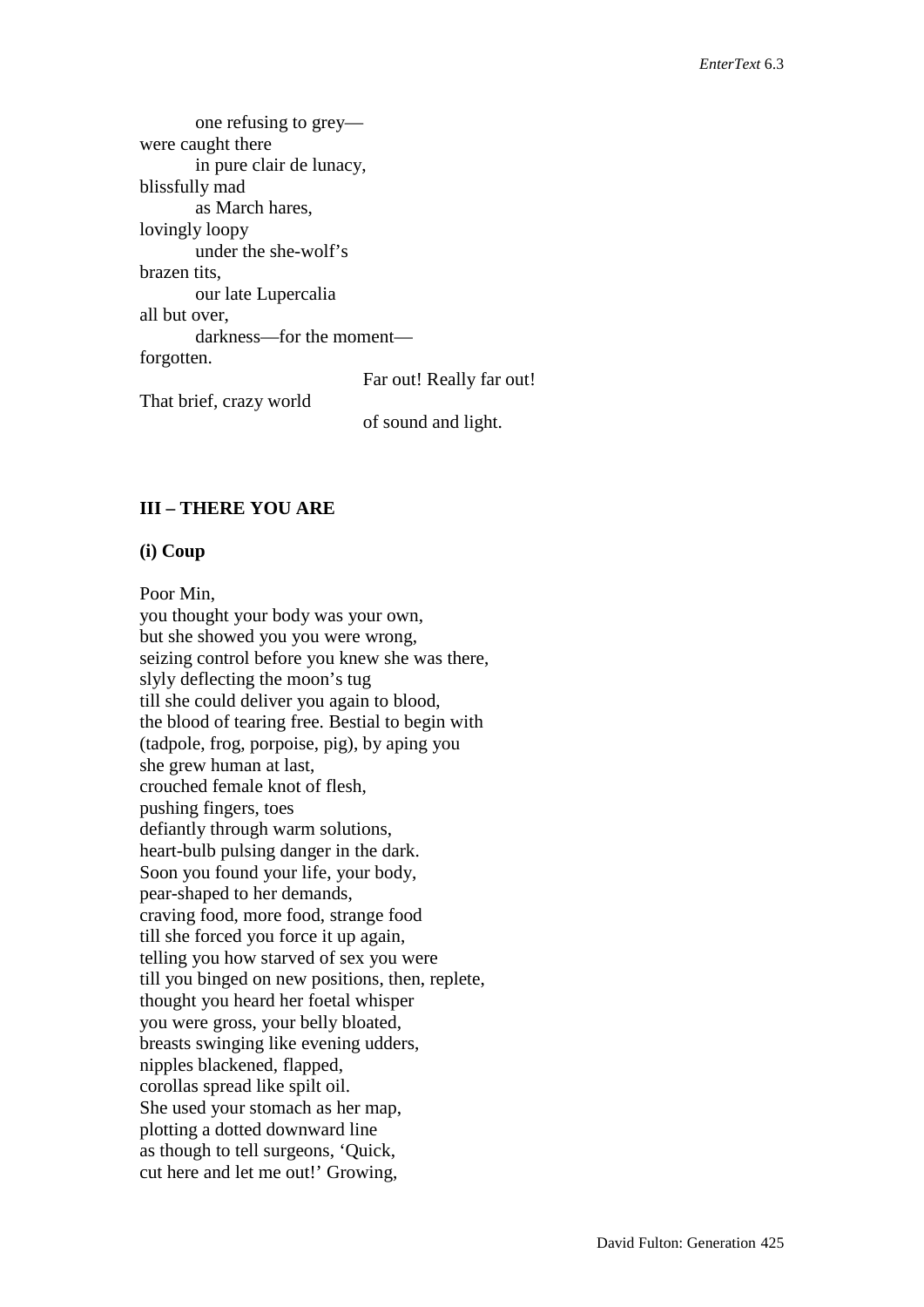one refusing to grey—
were caught there
in pure clair de lunacy,
blissfully mad
as March hares,
lovingly loopy
under the she-wolf's
brazen tits,
our late Lupercalia
all but over,
darkness—for the moment—
forgotten.

Far out! Really far out!
That brief, crazy world
of sound and light.

**III – THERE YOU ARE**

**(i) Coup**

Poor Min,
you thought your body was your own,
but she showed you you were wrong,
seizing control before you knew she was there,
slyly deflecting the moon's tug
till she could deliver you again to blood,
the blood of tearing free. Bestial to begin with
(tadpole, frog, porpoise, pig), by aping you
she grew human at last,
crouched female knot of flesh,
pushing fingers, toes
defiantly through warm solutions,
heart-bulb pulsing danger in the dark.
Soon you found your life, your body,
pear-shaped to her demands,
craving food, more food, strange food
till she forced you force it up again,
telling you how starved of sex you were
till you binged on new positions, then, replete,
thought you heard her foetal whisper
you were gross, your belly bloated,
breasts swinging like evening udders,
nipples blackened, flapped,
corollas spread like spilt oil.
She used your stomach as her map,
plotting a dotted downward line
as though to tell surgeons, 'Quick,
cut here and let me out!' Growing,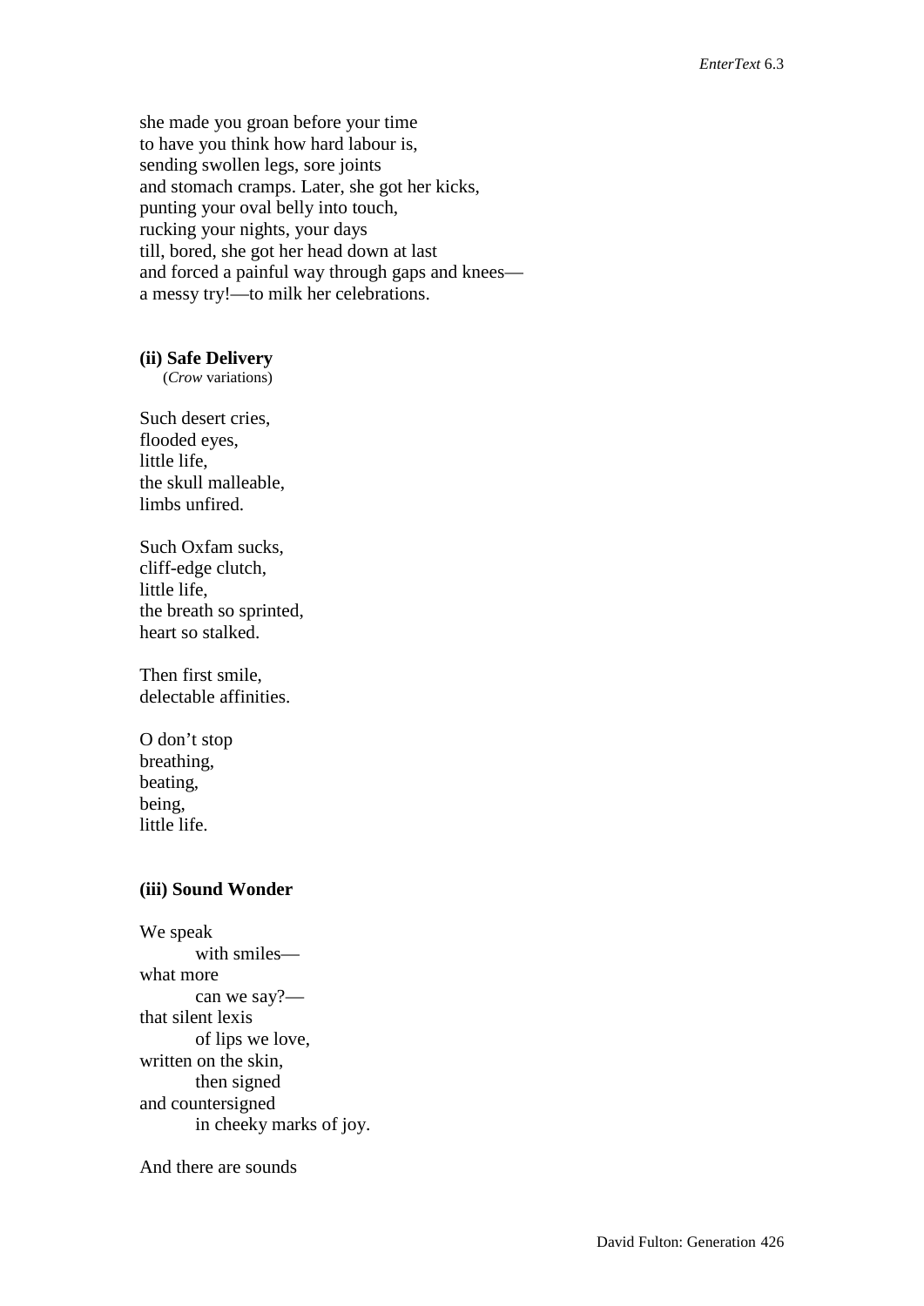she made you groan before your time
to have you think how hard labour is,
sending swollen legs, sore joints
and stomach cramps. Later, she got her kicks,
punting your oval belly into touch,
rucking your nights, your days
till, bored, she got her head down at last
and forced a painful way through gaps and knees—
a messy try!—to milk her celebrations.

**(ii) Safe Delivery**
(*Crow* variations)

Such desert cries,
flooded eyes,
little life,
the skull malleable,
limbs unfired.

Such Oxfam sucks,
cliff-edge clutch,
little life,
the breath so sprinted,
heart so stalked.

Then first smile,
delectable affinities.

O don't stop
breathing,
beating,
being,
little life.

**(iii) Sound Wonder**

We speak
    with smiles—
what more
    can we say?—
that silent lexis
    of lips we love,
written on the skin,
    then signed
and countersigned
    in cheeky marks of joy.

And there are sounds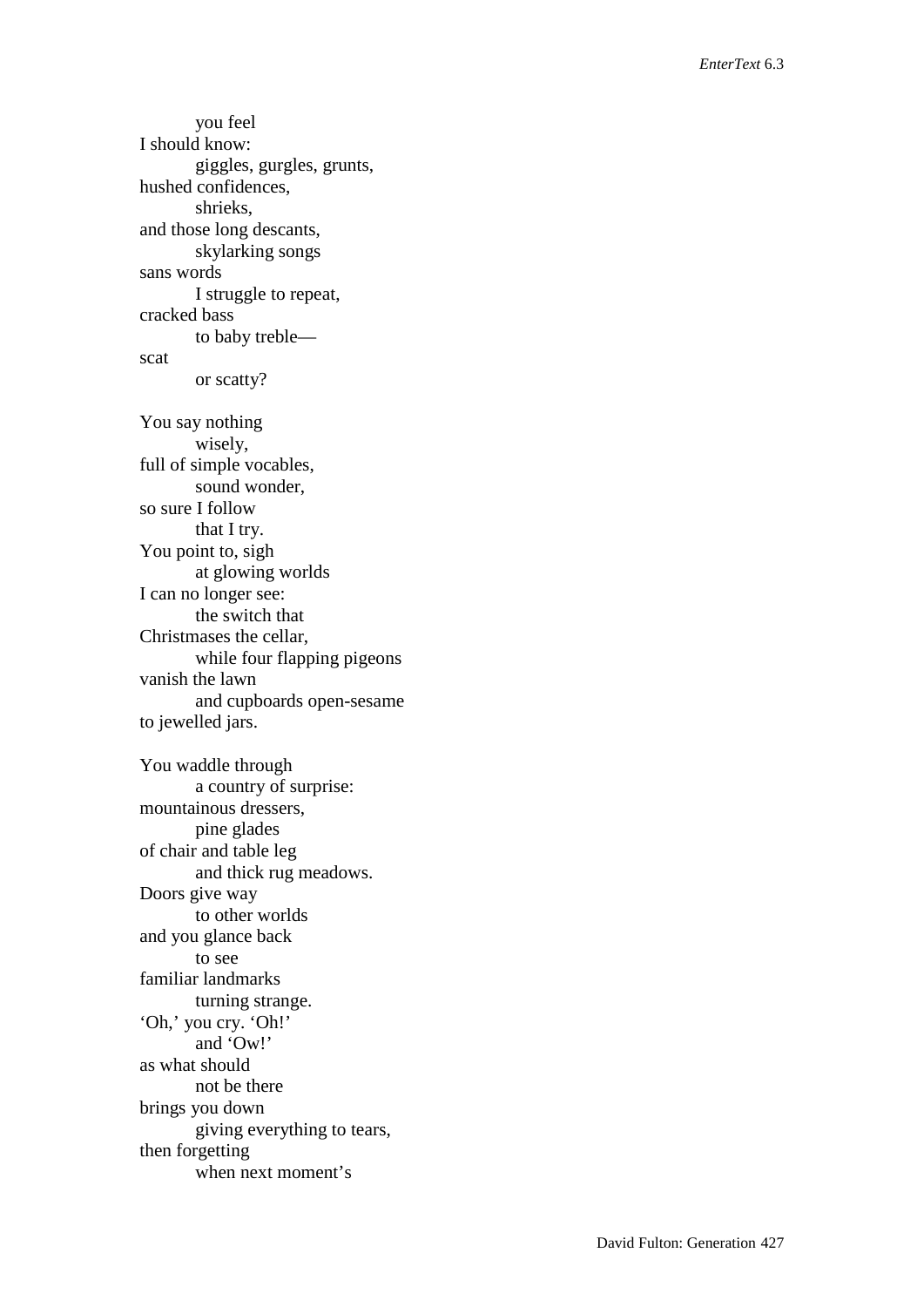&emsp;&emsp;you feel  
I should know:  
&emsp;&emsp;giggles, gurgles, grunts,  
hushed confidences,  
&emsp;&emsp;shrieks,  
and those long descants,  
&emsp;&emsp;skylarking songs  
sans words  
&emsp;&emsp;I struggle to repeat,  
cracked bass  
&emsp;&emsp;to baby treble—  
scat  
&emsp;&emsp;or scatty?

You say nothing  
&emsp;&emsp;wisely,  
full of simple vocables,  
&emsp;&emsp;sound wonder,  
so sure I follow  
&emsp;&emsp;that I try.  
You point to, sigh  
&emsp;&emsp;at glowing worlds  
I can no longer see:  
&emsp;&emsp;the switch that  
Christmases the cellar,  
&emsp;&emsp;while four flapping pigeons  
vanish the lawn  
&emsp;&emsp;and cupboards open-sesame  
to jewelled jars.

You waddle through  
&emsp;&emsp;a country of surprise:  
mountainous dressers,  
&emsp;&emsp;pine glades  
of chair and table leg  
&emsp;&emsp;and thick rug meadows.  
Doors give way  
&emsp;&emsp;to other worlds  
and you glance back  
&emsp;&emsp;to see  
familiar landmarks  
&emsp;&emsp;turning strange.  
'Oh,' you cry. 'Oh!'  
&emsp;&emsp;and 'Ow!'  
as what should  
&emsp;&emsp;not be there  
brings you down  
&emsp;&emsp;giving everything to tears,  
then forgetting  
&emsp;&emsp;when next moment's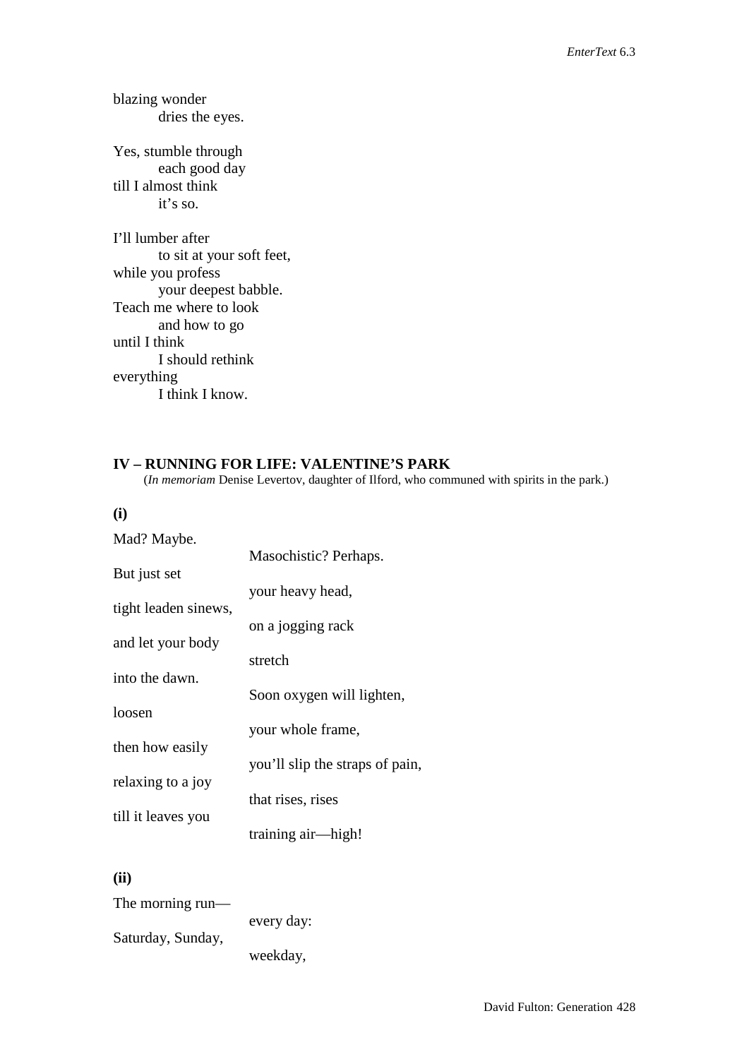blazing wonder
        dries the eyes.

Yes, stumble through
        each good day
till I almost think
        it's so.

I'll lumber after
        to sit at your soft feet,
while you profess
        your deepest babble.
Teach me where to look
        and how to go
until I think
        I should rethink
everything
        I think I know.

### IV – RUNNING FOR LIFE: VALENTINE'S PARK

(*In memoriam* Denise Levertov, daughter of Ilford, who communed with spirits in the park.)

**(i)**

Mad? Maybe.
                Masochistic? Perhaps.
But just set
                your heavy head,
tight leaden sinews,
                on a jogging rack
and let your body
                stretch
into the dawn.
                Soon oxygen will lighten,
loosen
                your whole frame,
then how easily
                you'll slip the straps of pain,
relaxing to a joy
                that rises, rises
till it leaves you
                training air—high!

**(ii)**

The morning run—
                every day:
Saturday, Sunday,
                weekday,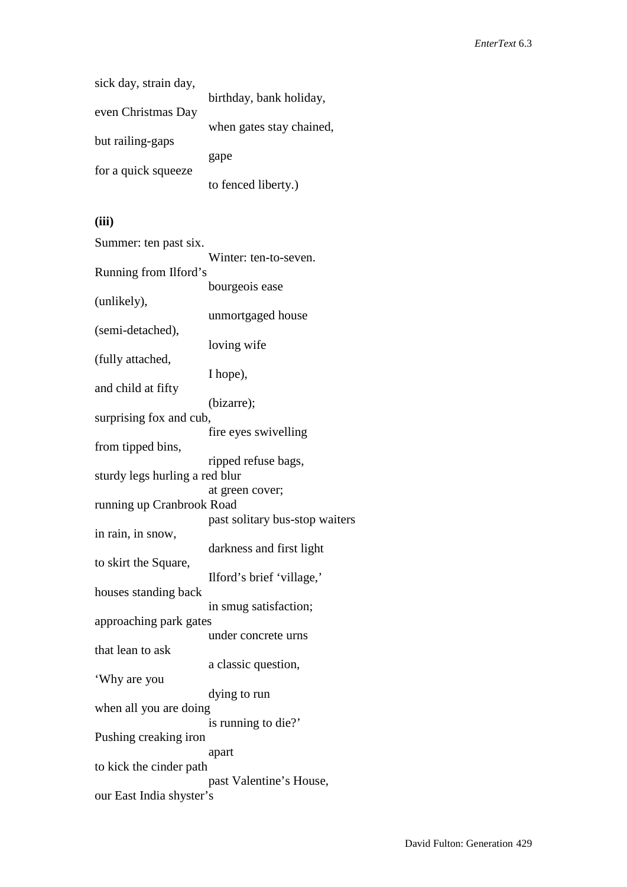sick day, strain day,
birthday, bank holiday,
even Christmas Day
when gates stay chained,
but railing-gaps
gape
for a quick squeeze
to fenced liberty.)

**(iii)**

Summer: ten past six.
Winter: ten-to-seven.
Running from Ilford's
bourgeois ease
(unlikely),
unmortgaged house
(semi-detached),
loving wife
(fully attached,
I hope),
and child at fifty
(bizarre);
surprising fox and cub,
fire eyes swivelling
from tipped bins,
ripped refuse bags,
sturdy legs hurling a red blur
at green cover;
running up Cranbrook Road
past solitary bus-stop waiters
in rain, in snow,
darkness and first light
to skirt the Square,
Ilford's brief 'village,'
houses standing back
in smug satisfaction;
approaching park gates
under concrete urns
that lean to ask
a classic question,
'Why are you
dying to run
when all you are doing
is running to die?'
Pushing creaking iron
apart
to kick the cinder path
past Valentine's House,
our East India shyster's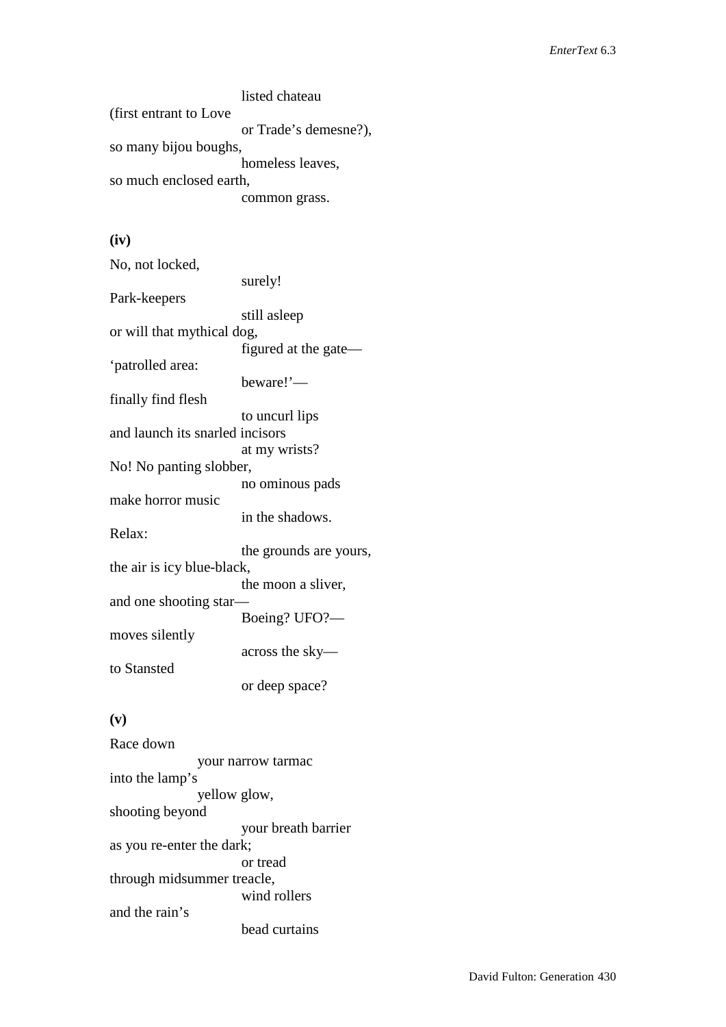listed chateau
(first entrant to Love
or Trade's demesne?),
so many bijou boughs,
homeless leaves,
so much enclosed earth,
common grass.

**(iv)**

No, not locked,
surely!
Park-keepers
still asleep
or will that mythical dog,
figured at the gate—
'patrolled area:
beware!'—
finally find flesh
to uncurl lips
and launch its snarled incisors
at my wrists?
No! No panting slobber,
no ominous pads
make horror music
in the shadows.
Relax:
the grounds are yours,
the air is icy blue-black,
the moon a sliver,
and one shooting star—
Boeing? UFO?—
moves silently
across the sky—
to Stansted
or deep space?

**(v)**

Race down
your narrow tarmac
into the lamp's
yellow glow,
shooting beyond
your breath barrier
as you re-enter the dark;
or tread
through midsummer treacle,
wind rollers
and the rain's
bead curtains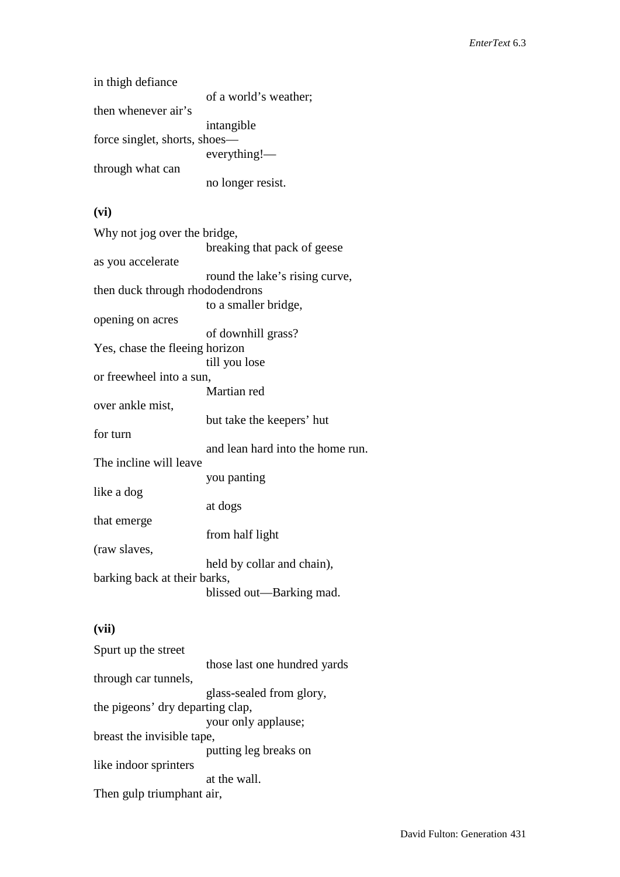in thigh defiance
                    of a world's weather;
then whenever air's
                    intangible
force singlet, shorts, shoes—
                    everything!—
through what can
                    no longer resist.

**(vi)**

Why not jog over the bridge,
                    breaking that pack of geese
as you accelerate
                    round the lake's rising curve,
then duck through rhododendrons
                    to a smaller bridge,
opening on acres
                    of downhill grass?
Yes, chase the fleeing horizon
                    till you lose
or freewheel into a sun,
                    Martian red
over ankle mist,
                    but take the keepers' hut
for turn
                    and lean hard into the home run.
The incline will leave
                    you panting
like a dog
                    at dogs
that emerge
                    from half light
(raw slaves,
                    held by collar and chain),
barking back at their barks,
                    blissed out—Barking mad.

**(vii)**

Spurt up the street
                    those last one hundred yards
through car tunnels,
                    glass-sealed from glory,
the pigeons' dry departing clap,
                    your only applause;
breast the invisible tape,
                    putting leg breaks on
like indoor sprinters
                    at the wall.
Then gulp triumphant air,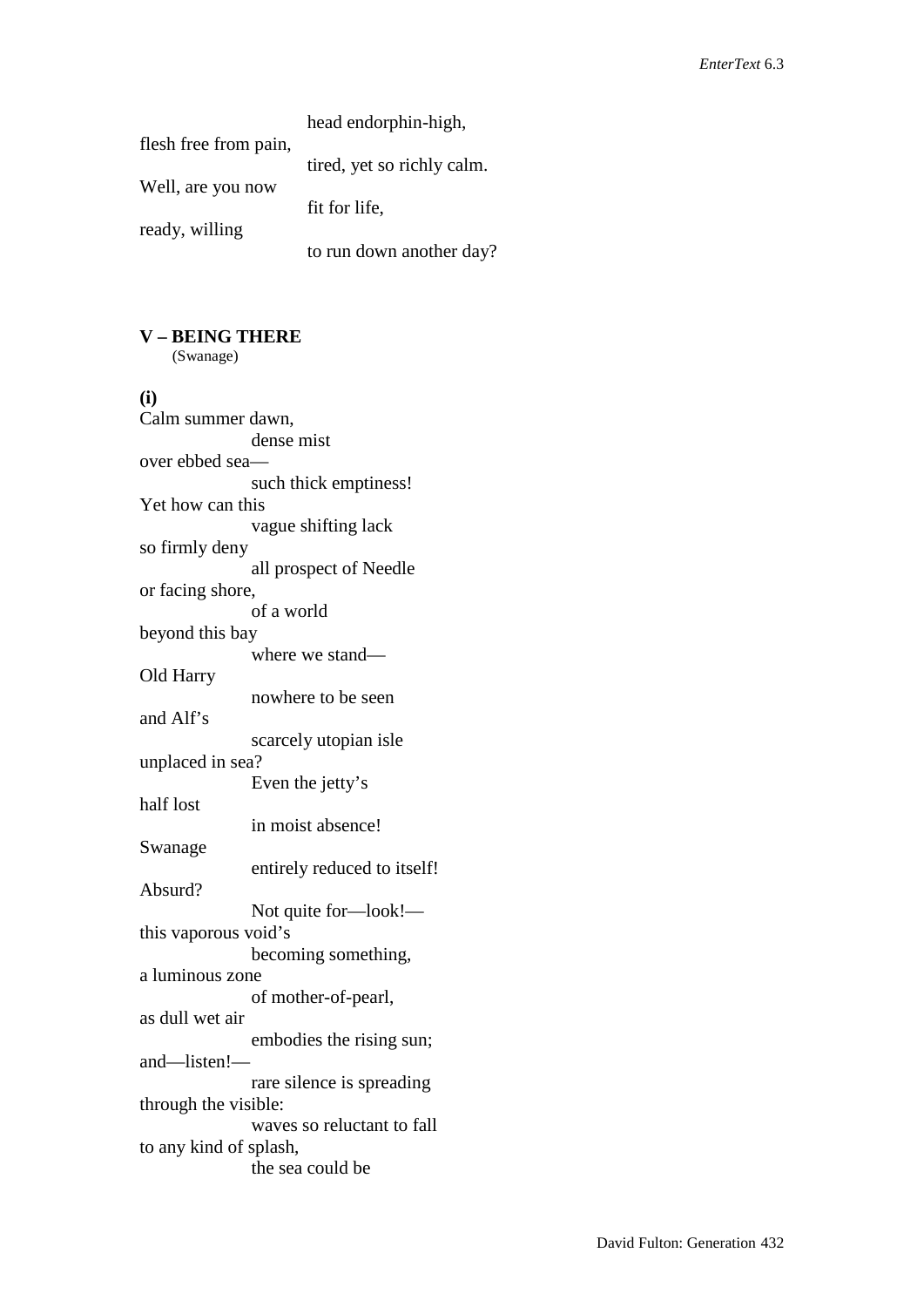head endorphin-high,
flesh free from pain,
tired, yet so richly calm.
Well, are you now
fit for life,
ready, willing
to run down another day?

**V – BEING THERE**
(Swanage)

**(i)**
Calm summer dawn,
dense mist
over ebbed sea—
such thick emptiness!
Yet how can this
vague shifting lack
so firmly deny
all prospect of Needle
or facing shore,
of a world
beyond this bay
where we stand—
Old Harry
nowhere to be seen
and Alf's
scarcely utopian isle
unplaced in sea?
Even the jetty's
half lost
in moist absence!
Swanage
entirely reduced to itself!
Absurd?
Not quite for—look!—
this vaporous void's
becoming something,
a luminous zone
of mother-of-pearl,
as dull wet air
embodies the rising sun;
and—listen!—
rare silence is spreading
through the visible:
waves so reluctant to fall
to any kind of splash,
the sea could be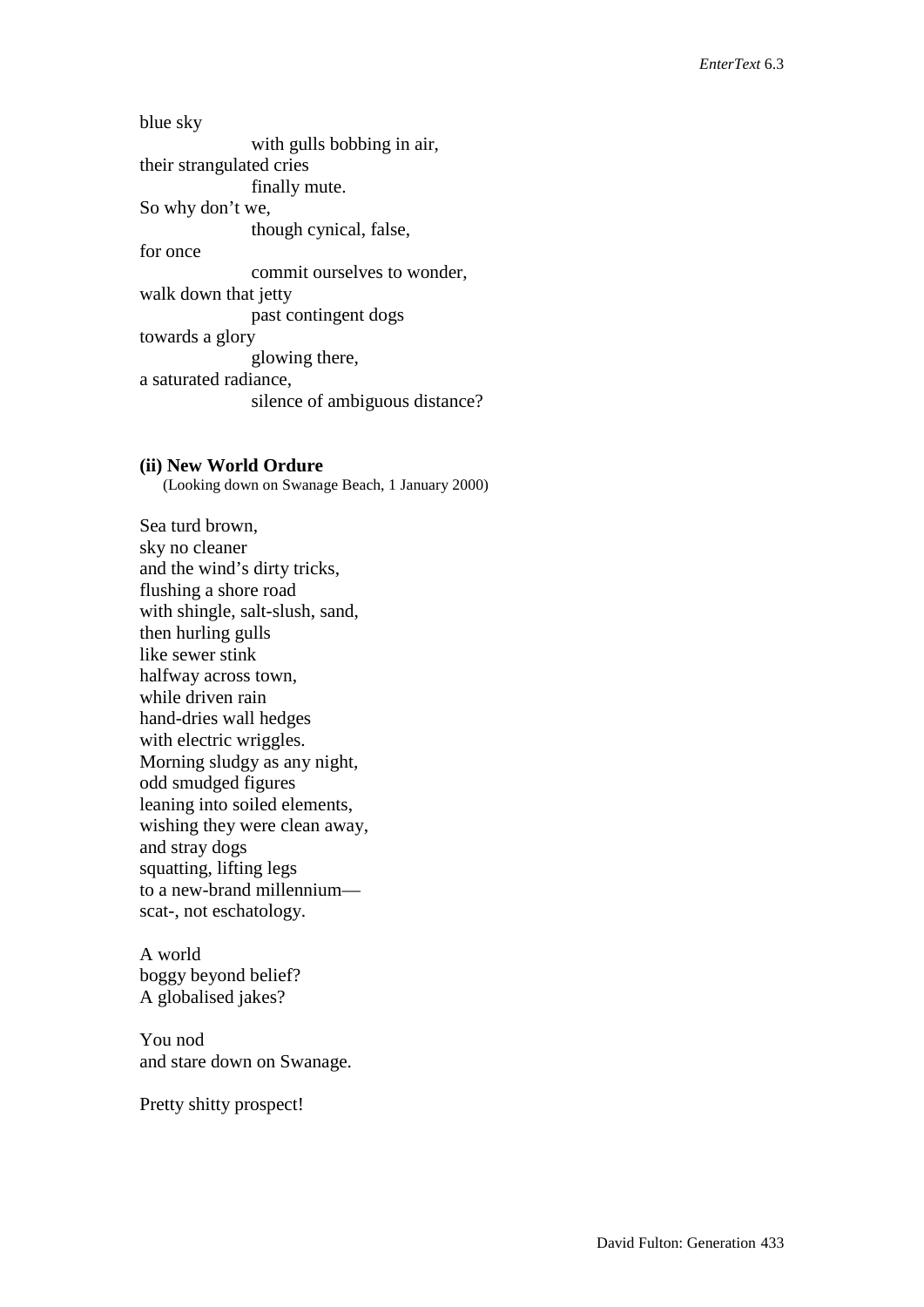blue sky
                with gulls bobbing in air,
their strangulated cries
                finally mute.
So why don't we,
                though cynical, false,
for once
                commit ourselves to wonder,
walk down that jetty
                past contingent dogs
towards a glory
                glowing there,
a saturated radiance,
                silence of ambiguous distance?

**(ii) New World Ordure**
(Looking down on Swanage Beach, 1 January 2000)

Sea turd brown,
sky no cleaner
and the wind's dirty tricks,
flushing a shore road
with shingle, salt-slush, sand,
then hurling gulls
like sewer stink
halfway across town,
while driven rain
hand-dries wall hedges
with electric wriggles.
Morning sludgy as any night,
odd smudged figures
leaning into soiled elements,
wishing they were clean away,
and stray dogs
squatting, lifting legs
to a new-brand millennium—
scat-, not eschatology.

A world
boggy beyond belief?
A globalised jakes?

You nod
and stare down on Swanage.

Pretty shitty prospect!